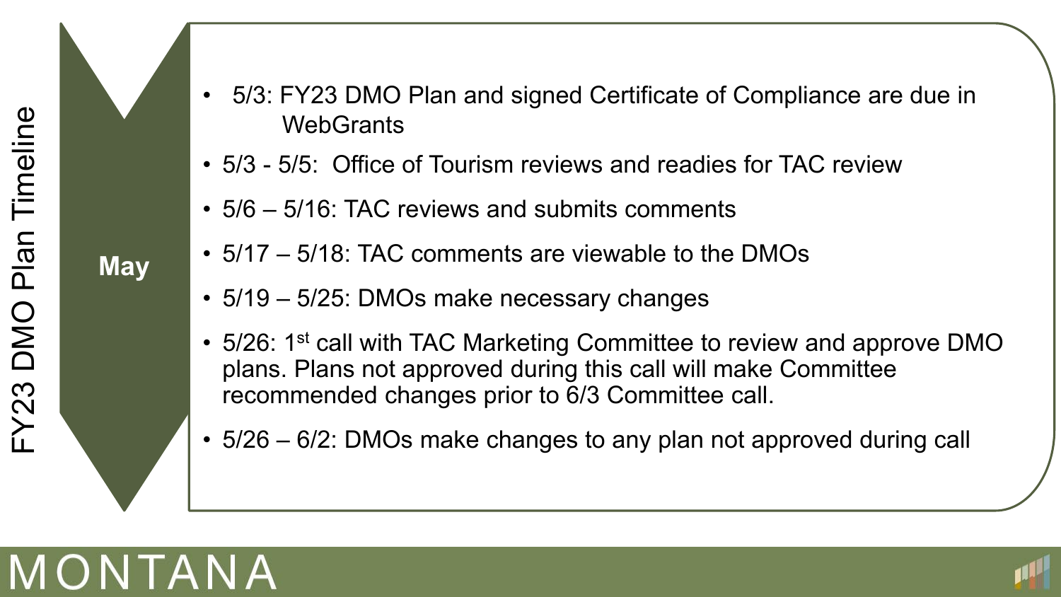# FY23 DMO Plan Timeline

## May

- 5/3: FY23 DMO Plan and signed Certificate of Compliance are due in WebGrants
- 5/3 - 5/5: Office of Tourism reviews and readies for TAC review
- 5/6 – 5/16: TAC reviews and submits comments
- 5/17 – 5/18: TAC comments are viewable to the DMOs
- 5/19 – 5/25: DMOs make necessary changes
- 5/26: 1st call with TAC Marketing Committee to review and approve DMO plans. Plans not approved during this call will make Committee recommended changes prior to 6/3 Committee call.
- 5/26 – 6/2: DMOs make changes to any plan not approved during call

MONTANA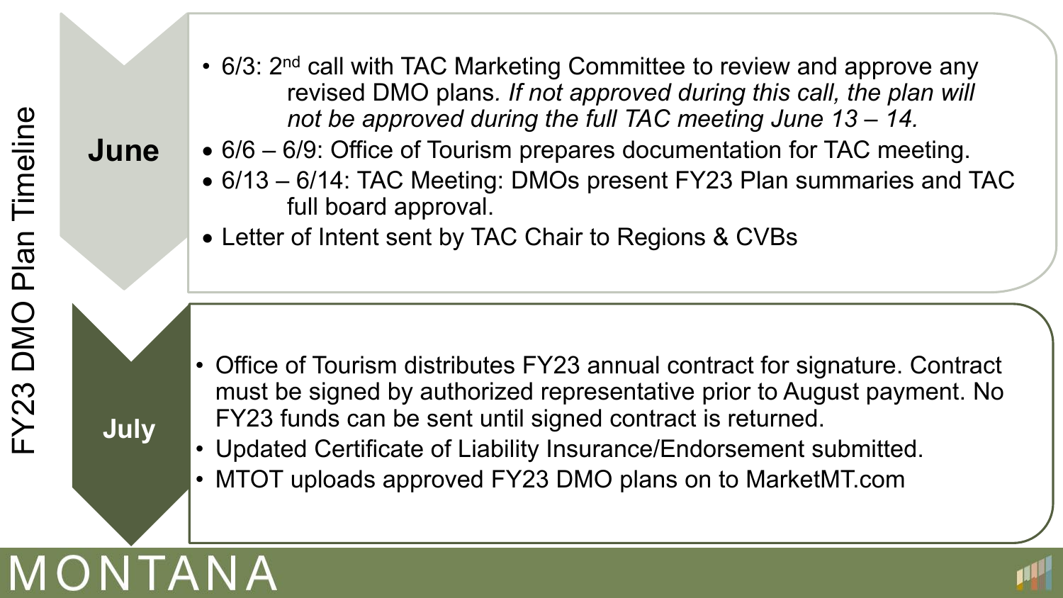# FY23 DMO Plan Timeline

## June

- 6/3: 2nd call with TAC Marketing Committee to review and approve any revised DMO plans. *If not approved during this call, the plan will not be approved during the full TAC meeting June 13 – 14.*
- 6/6 – 6/9: Office of Tourism prepares documentation for TAC meeting.
- 6/13 – 6/14: TAC Meeting: DMOs present FY23 Plan summaries and TAC full board approval.
- Letter of Intent sent by TAC Chair to Regions & CVBs

## July

- Office of Tourism distributes FY23 annual contract for signature. Contract must be signed by authorized representative prior to August payment. No FY23 funds can be sent until signed contract is returned.
- Updated Certificate of Liability Insurance/Endorsement submitted.
- MTOT uploads approved FY23 DMO plans on to MarketMT.com

MONTANA